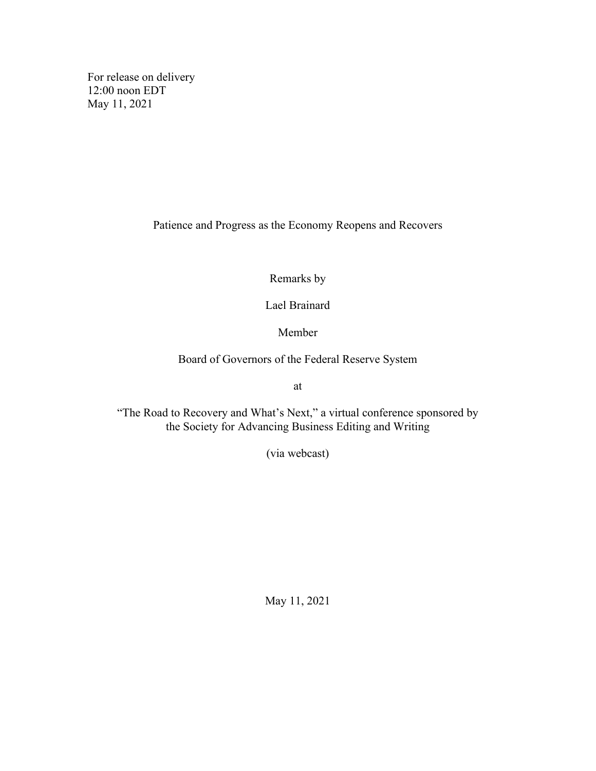For release on delivery
12:00 noon EDT
May 11, 2021

# Patience and Progress as the Economy Reopens and Recovers

Remarks by

Lael Brainard

Member

Board of Governors of the Federal Reserve System

at

"The Road to Recovery and What's Next," a virtual conference sponsored by the Society for Advancing Business Editing and Writing

(via webcast)

May 11, 2021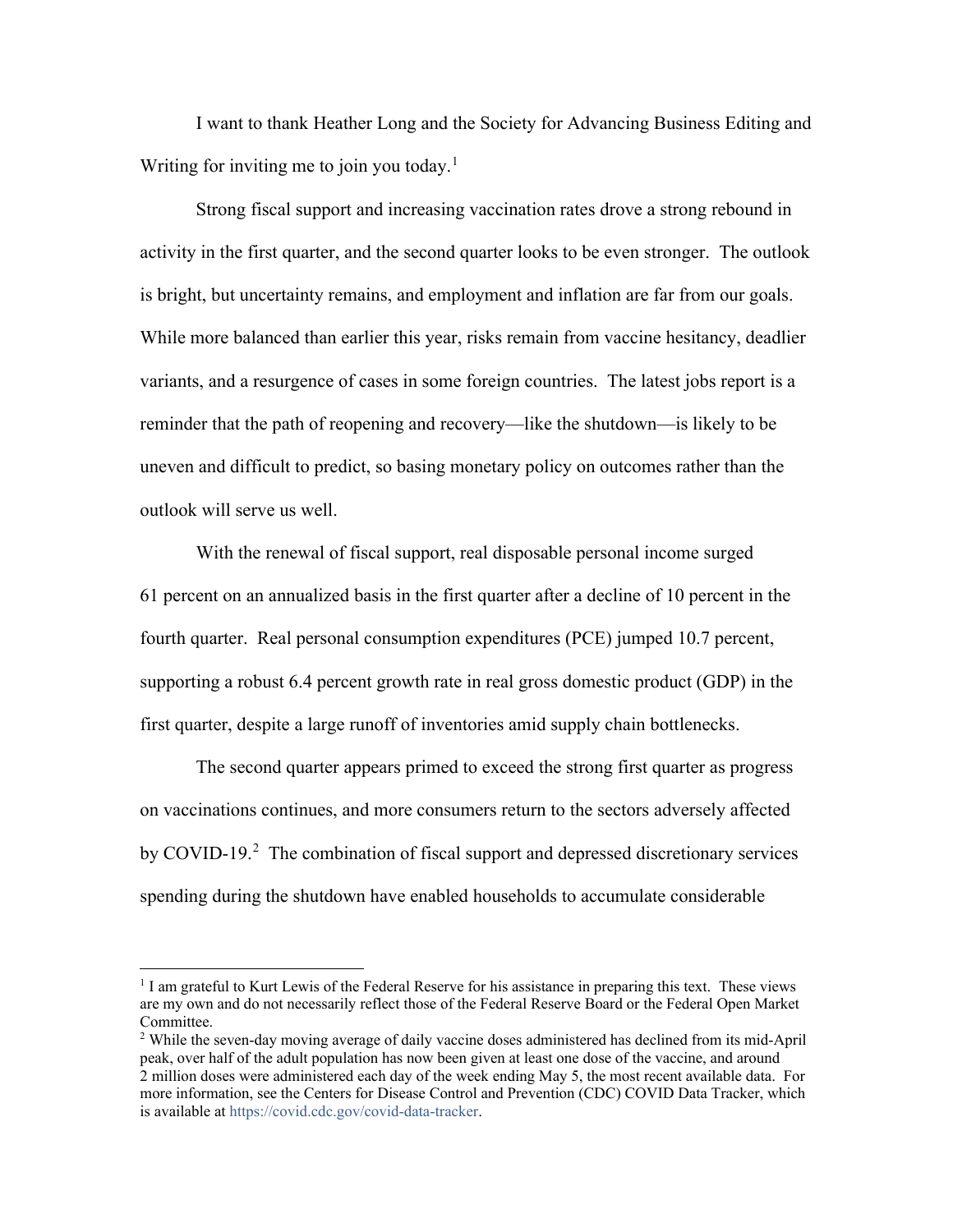I want to thank Heather Long and the Society for Advancing Business Editing and Writing for inviting me to join you today.[1]

Strong fiscal support and increasing vaccination rates drove a strong rebound in activity in the first quarter, and the second quarter looks to be even stronger. The outlook is bright, but uncertainty remains, and employment and inflation are far from our goals. While more balanced than earlier this year, risks remain from vaccine hesitancy, deadlier variants, and a resurgence of cases in some foreign countries. The latest jobs report is a reminder that the path of reopening and recovery—like the shutdown—is likely to be uneven and difficult to predict, so basing monetary policy on outcomes rather than the outlook will serve us well.

With the renewal of fiscal support, real disposable personal income surged 61 percent on an annualized basis in the first quarter after a decline of 10 percent in the fourth quarter. Real personal consumption expenditures (PCE) jumped 10.7 percent, supporting a robust 6.4 percent growth rate in real gross domestic product (GDP) in the first quarter, despite a large runoff of inventories amid supply chain bottlenecks.

The second quarter appears primed to exceed the strong first quarter as progress on vaccinations continues, and more consumers return to the sectors adversely affected by COVID-19.[2] The combination of fiscal support and depressed discretionary services spending during the shutdown have enabled households to accumulate considerable

---

[1] I am grateful to Kurt Lewis of the Federal Reserve for his assistance in preparing this text. These views are my own and do not necessarily reflect those of the Federal Reserve Board or the Federal Open Market Committee.

[2] While the seven-day moving average of daily vaccine doses administered has declined from its mid-April peak, over half of the adult population has now been given at least one dose of the vaccine, and around 2 million doses were administered each day of the week ending May 5, the most recent available data. For more information, see the Centers for Disease Control and Prevention (CDC) COVID Data Tracker, which is available at https://covid.cdc.gov/covid-data-tracker.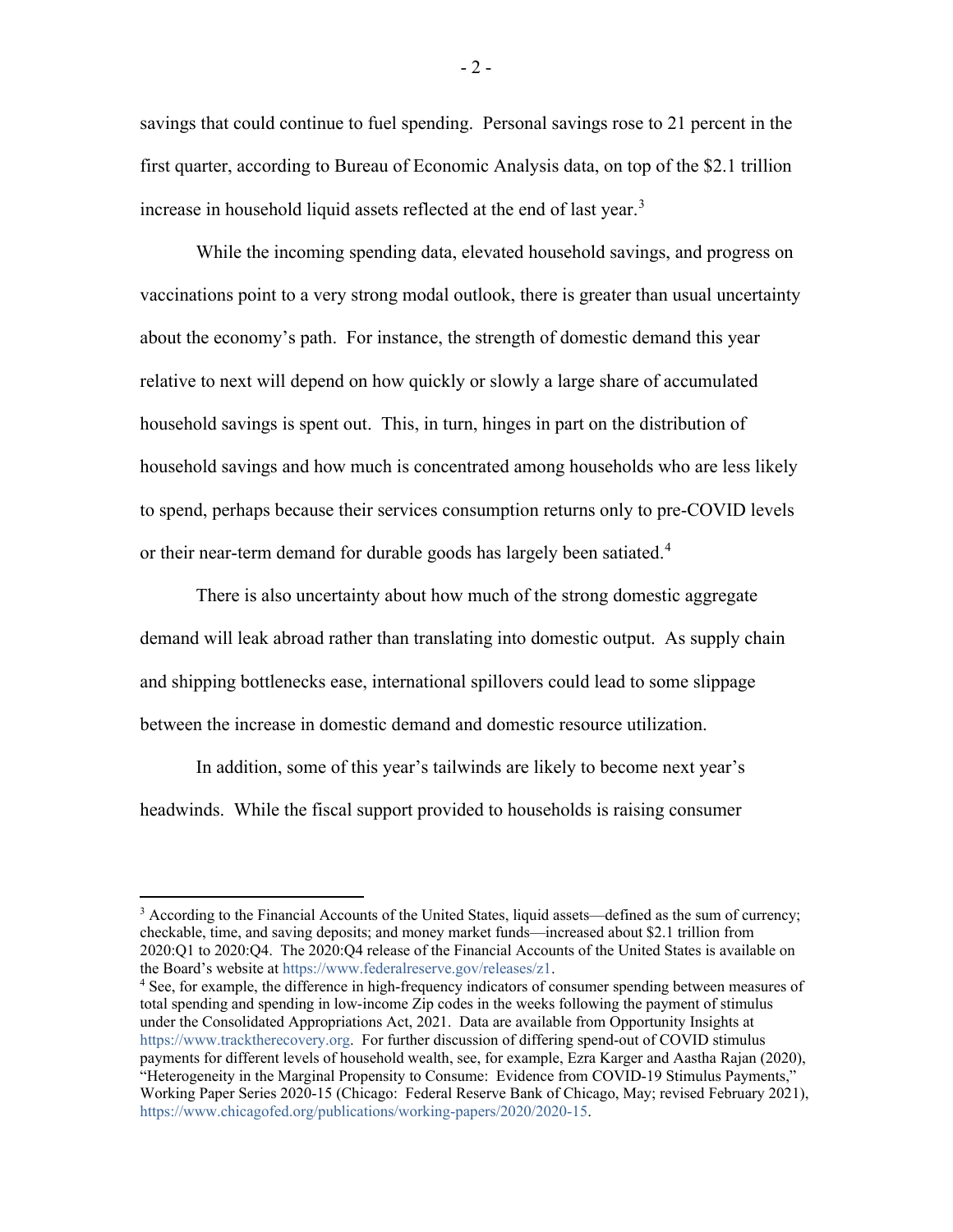savings that could continue to fuel spending. Personal savings rose to 21 percent in the first quarter, according to Bureau of Economic Analysis data, on top of the $2.1 trillion increase in household liquid assets reflected at the end of last year.[3]

While the incoming spending data, elevated household savings, and progress on vaccinations point to a very strong modal outlook, there is greater than usual uncertainty about the economy's path. For instance, the strength of domestic demand this year relative to next will depend on how quickly or slowly a large share of accumulated household savings is spent out. This, in turn, hinges in part on the distribution of household savings and how much is concentrated among households who are less likely to spend, perhaps because their services consumption returns only to pre-COVID levels or their near-term demand for durable goods has largely been satiated.[4]

There is also uncertainty about how much of the strong domestic aggregate demand will leak abroad rather than translating into domestic output. As supply chain and shipping bottlenecks ease, international spillovers could lead to some slippage between the increase in domestic demand and domestic resource utilization.

In addition, some of this year's tailwinds are likely to become next year's headwinds. While the fiscal support provided to households is raising consumer

---

[3] According to the Financial Accounts of the United States, liquid assets—defined as the sum of currency; checkable, time, and saving deposits; and money market funds—increased about $2.1 trillion from 2020:Q1 to 2020:Q4. The 2020:Q4 release of the Financial Accounts of the United States is available on the Board's website at https://www.federalreserve.gov/releases/z1.

[4] See, for example, the difference in high-frequency indicators of consumer spending between measures of total spending and spending in low-income Zip codes in the weeks following the payment of stimulus under the Consolidated Appropriations Act, 2021. Data are available from Opportunity Insights at https://www.tracktherecovery.org. For further discussion of differing spend-out of COVID stimulus payments for different levels of household wealth, see, for example, Ezra Karger and Aastha Rajan (2020), "Heterogeneity in the Marginal Propensity to Consume: Evidence from COVID-19 Stimulus Payments," Working Paper Series 2020-15 (Chicago: Federal Reserve Bank of Chicago, May; revised February 2021), https://www.chicagofed.org/publications/working-papers/2020/2020-15.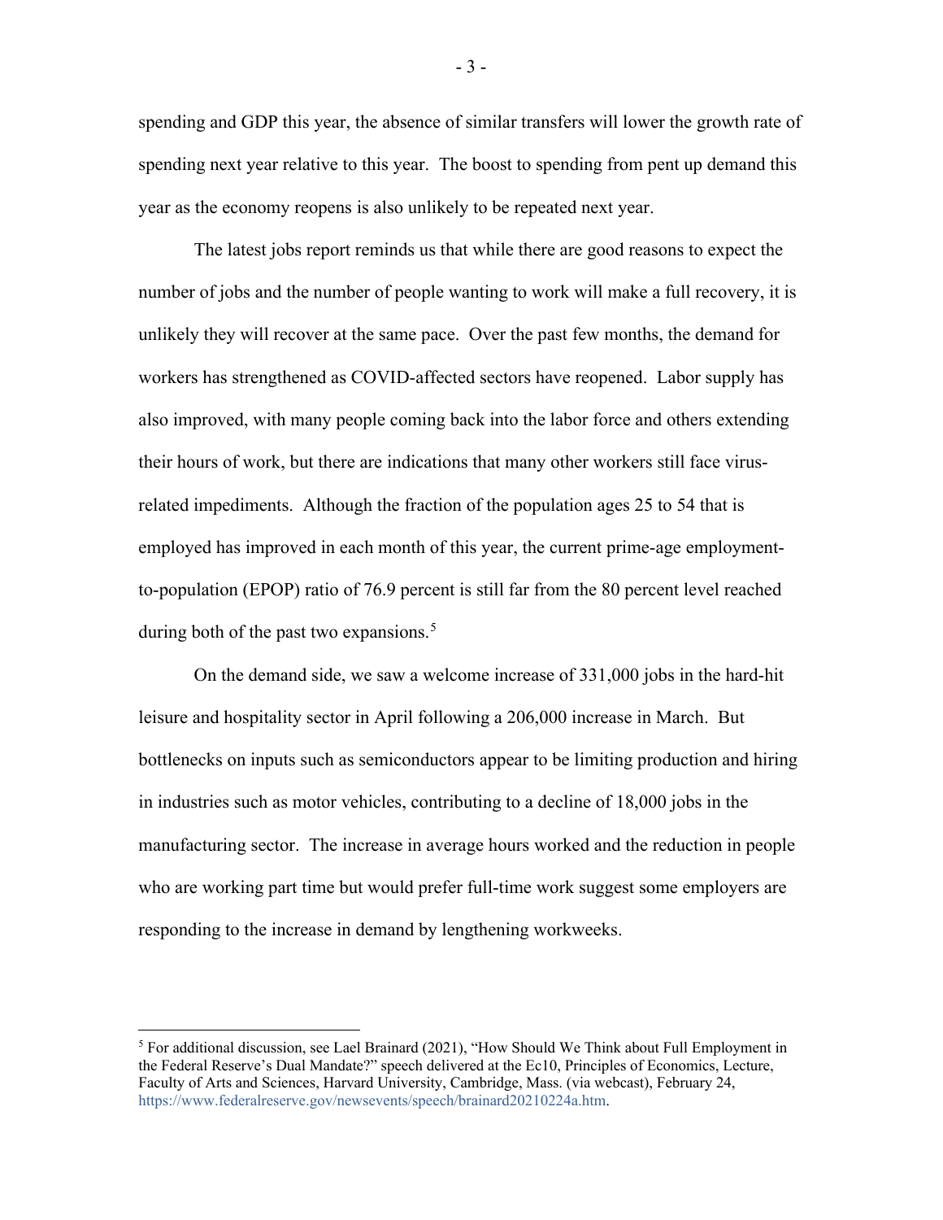spending and GDP this year, the absence of similar transfers will lower the growth rate of spending next year relative to this year. The boost to spending from pent up demand this year as the economy reopens is also unlikely to be repeated next year.

The latest jobs report reminds us that while there are good reasons to expect the number of jobs and the number of people wanting to work will make a full recovery, it is unlikely they will recover at the same pace. Over the past few months, the demand for workers has strengthened as COVID-affected sectors have reopened. Labor supply has also improved, with many people coming back into the labor force and others extending their hours of work, but there are indications that many other workers still face virus-related impediments. Although the fraction of the population ages 25 to 54 that is employed has improved in each month of this year, the current prime-age employment-to-population (EPOP) ratio of 76.9 percent is still far from the 80 percent level reached during both of the past two expansions.[5]

On the demand side, we saw a welcome increase of 331,000 jobs in the hard-hit leisure and hospitality sector in April following a 206,000 increase in March. But bottlenecks on inputs such as semiconductors appear to be limiting production and hiring in industries such as motor vehicles, contributing to a decline of 18,000 jobs in the manufacturing sector. The increase in average hours worked and the reduction in people who are working part time but would prefer full-time work suggest some employers are responding to the increase in demand by lengthening workweeks.

---

[5] For additional discussion, see Lael Brainard (2021), "How Should We Think about Full Employment in the Federal Reserve's Dual Mandate?" speech delivered at the Ec10, Principles of Economics, Lecture, Faculty of Arts and Sciences, Harvard University, Cambridge, Mass. (via webcast), February 24, https://www.federalreserve.gov/newsevents/speech/brainard20210224a.htm.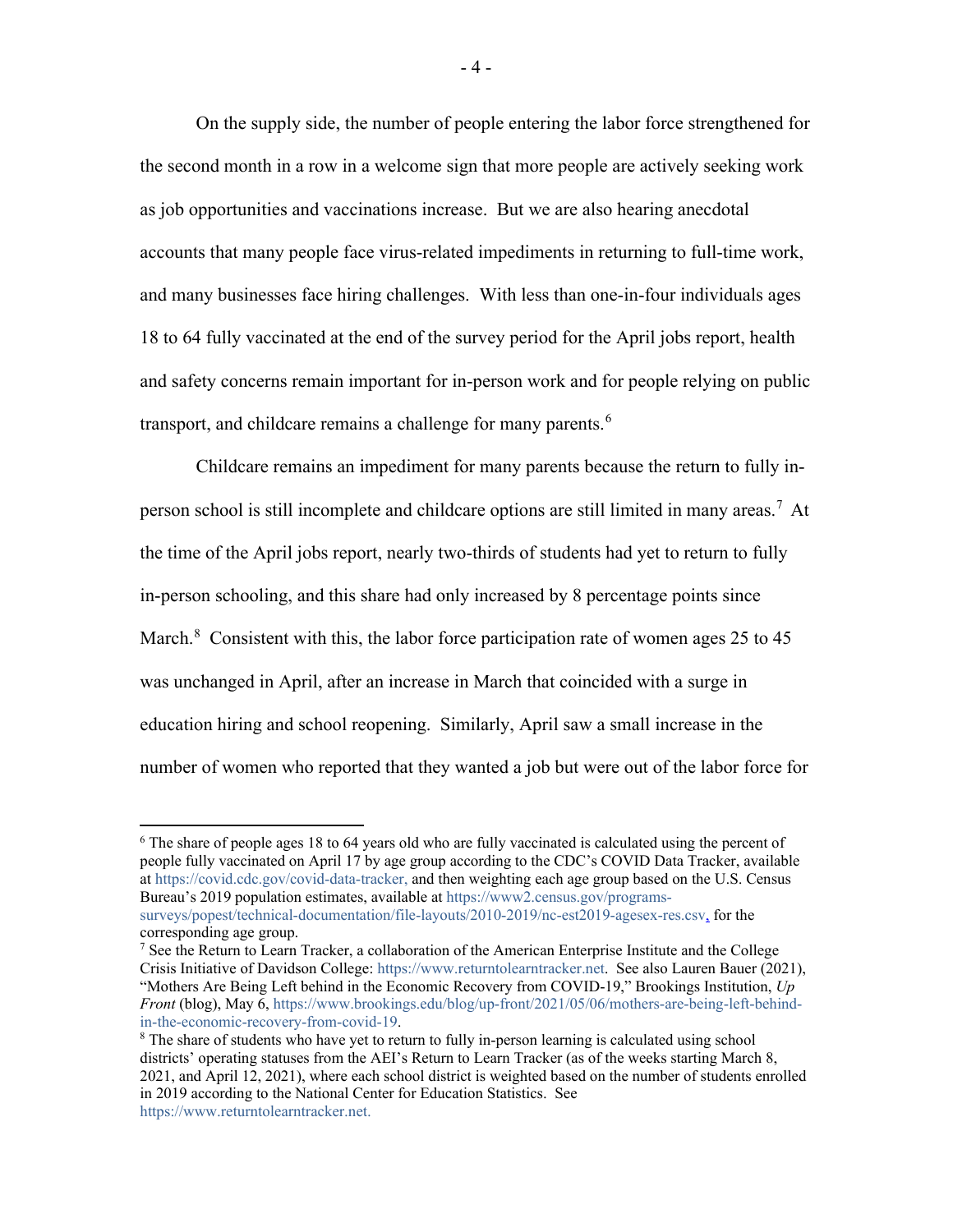On the supply side, the number of people entering the labor force strengthened for the second month in a row in a welcome sign that more people are actively seeking work as job opportunities and vaccinations increase. But we are also hearing anecdotal accounts that many people face virus-related impediments in returning to full-time work, and many businesses face hiring challenges. With less than one-in-four individuals ages 18 to 64 fully vaccinated at the end of the survey period for the April jobs report, health and safety concerns remain important for in-person work and for people relying on public transport, and childcare remains a challenge for many parents.[6]

Childcare remains an impediment for many parents because the return to fully in-person school is still incomplete and childcare options are still limited in many areas.[7] At the time of the April jobs report, nearly two-thirds of students had yet to return to fully in-person schooling, and this share had only increased by 8 percentage points since March.[8] Consistent with this, the labor force participation rate of women ages 25 to 45 was unchanged in April, after an increase in March that coincided with a surge in education hiring and school reopening. Similarly, April saw a small increase in the number of women who reported that they wanted a job but were out of the labor force for

---

[6] The share of people ages 18 to 64 years old who are fully vaccinated is calculated using the percent of people fully vaccinated on April 17 by age group according to the CDC's COVID Data Tracker, available at https://covid.cdc.gov/covid-data-tracker, and then weighting each age group based on the U.S. Census Bureau's 2019 population estimates, available at https://www2.census.gov/programs-surveys/popest/technical-documentation/file-layouts/2010-2019/nc-est2019-agesex-res.csv, for the corresponding age group.

[7] See the Return to Learn Tracker, a collaboration of the American Enterprise Institute and the College Crisis Initiative of Davidson College: https://www.returntolearntracker.net. See also Lauren Bauer (2021), "Mothers Are Being Left behind in the Economic Recovery from COVID-19," Brookings Institution, *Up Front* (blog), May 6, https://www.brookings.edu/blog/up-front/2021/05/06/mothers-are-being-left-behind-in-the-economic-recovery-from-covid-19.

[8] The share of students who have yet to return to fully in-person learning is calculated using school districts' operating statuses from the AEI's Return to Learn Tracker (as of the weeks starting March 8, 2021, and April 12, 2021), where each school district is weighted based on the number of students enrolled in 2019 according to the National Center for Education Statistics. See https://www.returntolearntracker.net.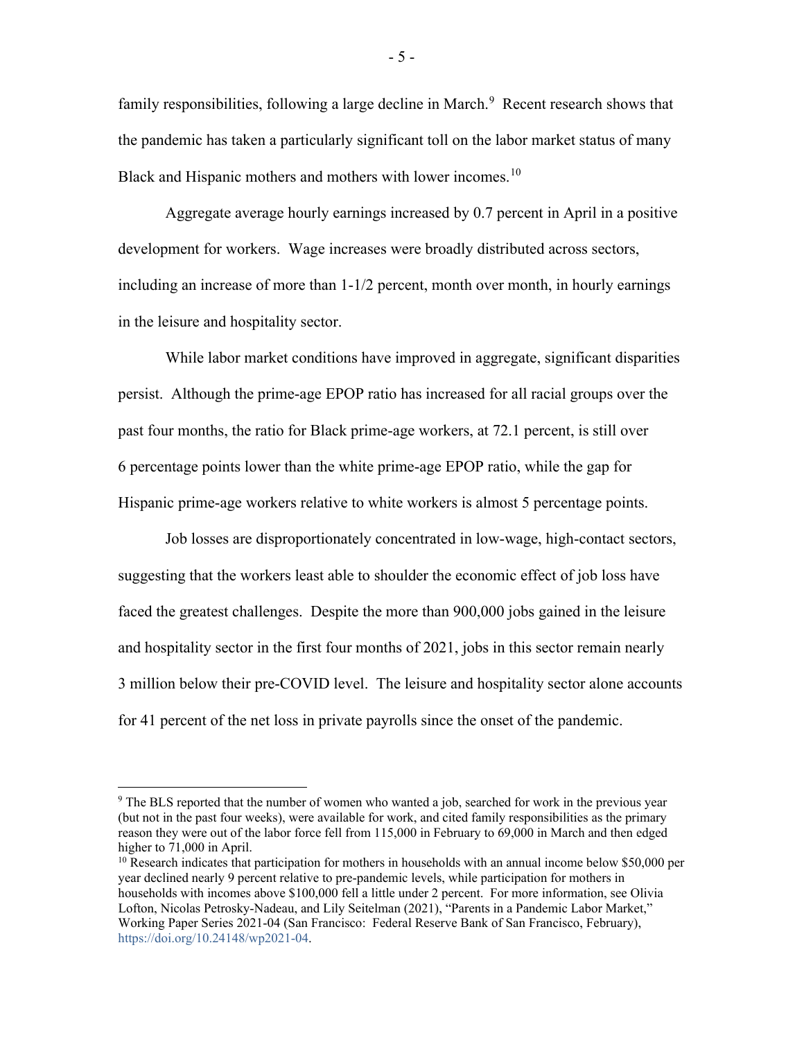family responsibilities, following a large decline in March.[9] Recent research shows that the pandemic has taken a particularly significant toll on the labor market status of many Black and Hispanic mothers and mothers with lower incomes.[10]

Aggregate average hourly earnings increased by 0.7 percent in April in a positive development for workers. Wage increases were broadly distributed across sectors, including an increase of more than 1-1/2 percent, month over month, in hourly earnings in the leisure and hospitality sector.

While labor market conditions have improved in aggregate, significant disparities persist. Although the prime-age EPOP ratio has increased for all racial groups over the past four months, the ratio for Black prime-age workers, at 72.1 percent, is still over 6 percentage points lower than the white prime-age EPOP ratio, while the gap for Hispanic prime-age workers relative to white workers is almost 5 percentage points.

Job losses are disproportionately concentrated in low-wage, high-contact sectors, suggesting that the workers least able to shoulder the economic effect of job loss have faced the greatest challenges. Despite the more than 900,000 jobs gained in the leisure and hospitality sector in the first four months of 2021, jobs in this sector remain nearly 3 million below their pre-COVID level. The leisure and hospitality sector alone accounts for 41 percent of the net loss in private payrolls since the onset of the pandemic.

---

[9] The BLS reported that the number of women who wanted a job, searched for work in the previous year (but not in the past four weeks), were available for work, and cited family responsibilities as the primary reason they were out of the labor force fell from 115,000 in February to 69,000 in March and then edged higher to 71,000 in April.

[10] Research indicates that participation for mothers in households with an annual income below $50,000 per year declined nearly 9 percent relative to pre-pandemic levels, while participation for mothers in households with incomes above $100,000 fell a little under 2 percent. For more information, see Olivia Lofton, Nicolas Petrosky-Nadeau, and Lily Seitelman (2021), "Parents in a Pandemic Labor Market," Working Paper Series 2021-04 (San Francisco: Federal Reserve Bank of San Francisco, February), https://doi.org/10.24148/wp2021-04.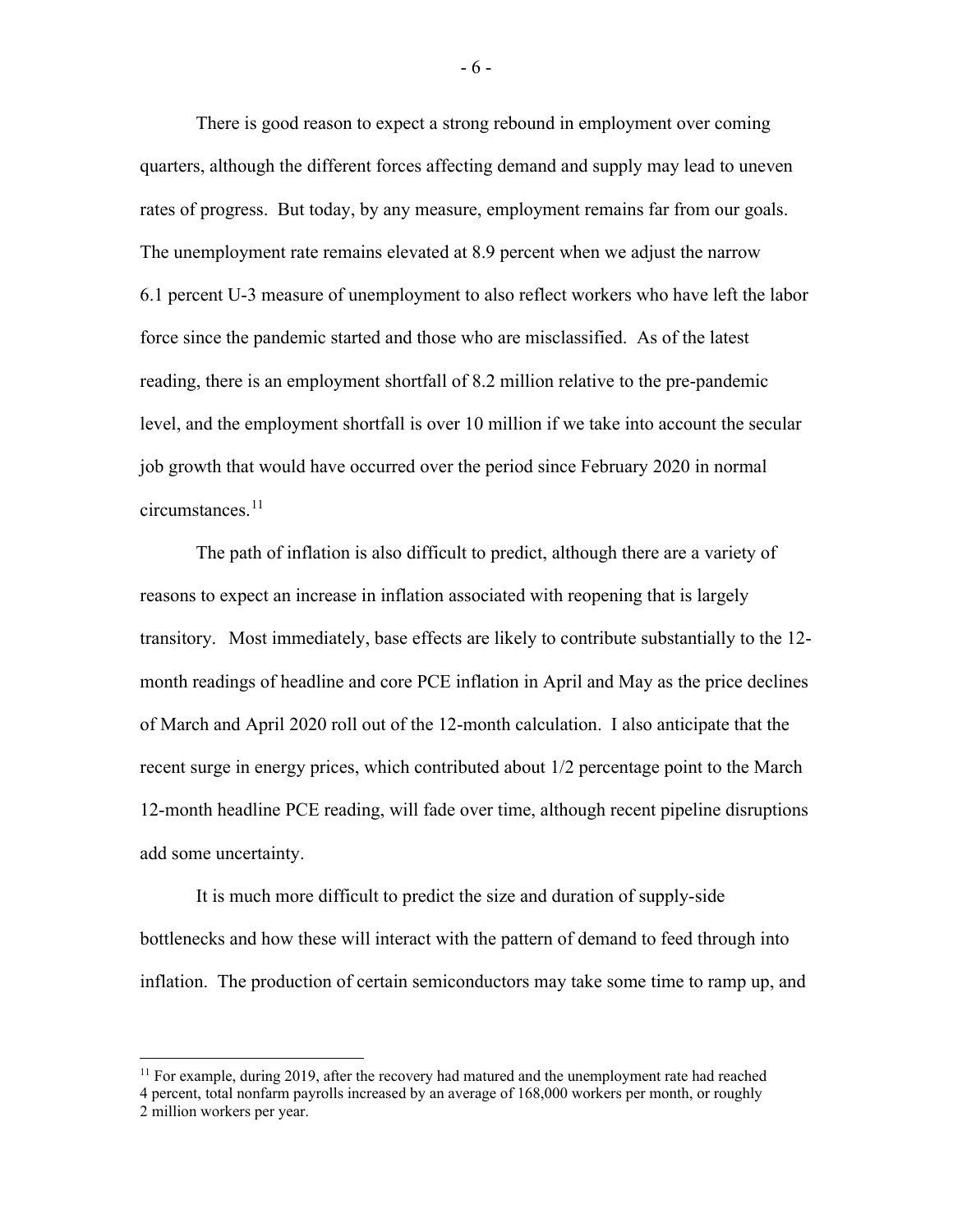There is good reason to expect a strong rebound in employment over coming quarters, although the different forces affecting demand and supply may lead to uneven rates of progress. But today, by any measure, employment remains far from our goals. The unemployment rate remains elevated at 8.9 percent when we adjust the narrow 6.1 percent U-3 measure of unemployment to also reflect workers who have left the labor force since the pandemic started and those who are misclassified. As of the latest reading, there is an employment shortfall of 8.2 million relative to the pre-pandemic level, and the employment shortfall is over 10 million if we take into account the secular job growth that would have occurred over the period since February 2020 in normal circumstances.[11]

The path of inflation is also difficult to predict, although there are a variety of reasons to expect an increase in inflation associated with reopening that is largely transitory. Most immediately, base effects are likely to contribute substantially to the 12-month readings of headline and core PCE inflation in April and May as the price declines of March and April 2020 roll out of the 12-month calculation. I also anticipate that the recent surge in energy prices, which contributed about 1/2 percentage point to the March 12-month headline PCE reading, will fade over time, although recent pipeline disruptions add some uncertainty.

It is much more difficult to predict the size and duration of supply-side bottlenecks and how these will interact with the pattern of demand to feed through into inflation. The production of certain semiconductors may take some time to ramp up, and

---

[11] For example, during 2019, after the recovery had matured and the unemployment rate had reached 4 percent, total nonfarm payrolls increased by an average of 168,000 workers per month, or roughly 2 million workers per year.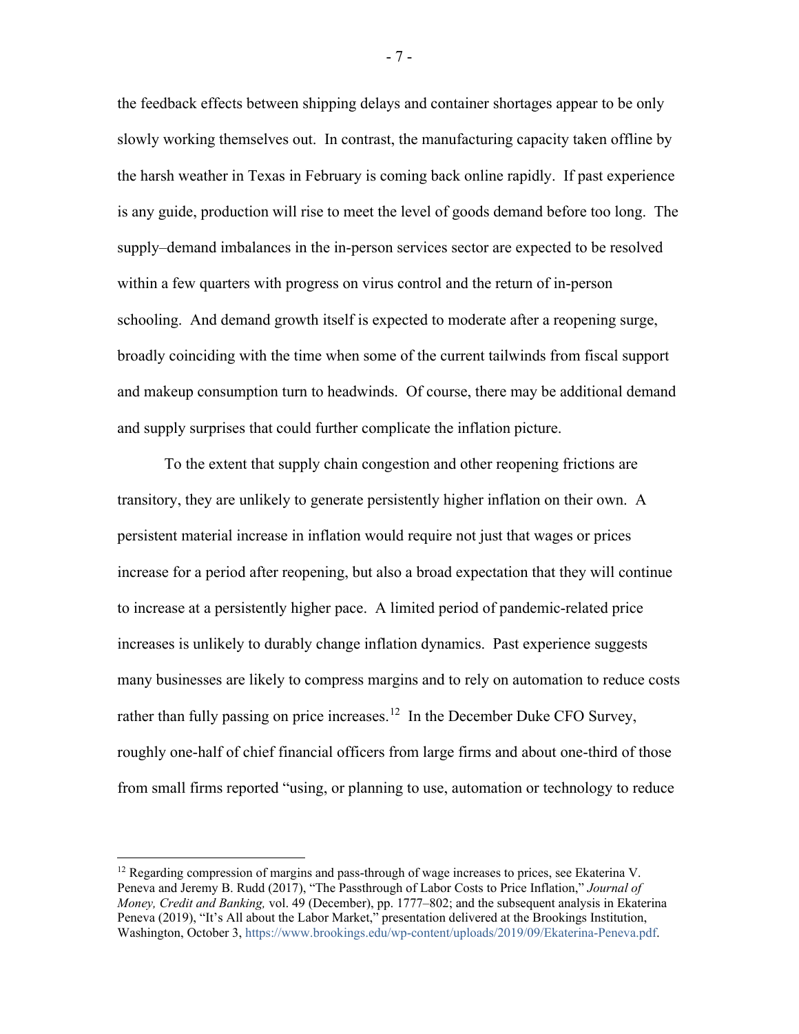the feedback effects between shipping delays and container shortages appear to be only slowly working themselves out. In contrast, the manufacturing capacity taken offline by the harsh weather in Texas in February is coming back online rapidly. If past experience is any guide, production will rise to meet the level of goods demand before too long. The supply–demand imbalances in the in-person services sector are expected to be resolved within a few quarters with progress on virus control and the return of in-person schooling. And demand growth itself is expected to moderate after a reopening surge, broadly coinciding with the time when some of the current tailwinds from fiscal support and makeup consumption turn to headwinds. Of course, there may be additional demand and supply surprises that could further complicate the inflation picture.

To the extent that supply chain congestion and other reopening frictions are transitory, they are unlikely to generate persistently higher inflation on their own. A persistent material increase in inflation would require not just that wages or prices increase for a period after reopening, but also a broad expectation that they will continue to increase at a persistently higher pace. A limited period of pandemic-related price increases is unlikely to durably change inflation dynamics. Past experience suggests many businesses are likely to compress margins and to rely on automation to reduce costs rather than fully passing on price increases.[12] In the December Duke CFO Survey, roughly one-half of chief financial officers from large firms and about one-third of those from small firms reported "using, or planning to use, automation or technology to reduce

---

[12] Regarding compression of margins and pass-through of wage increases to prices, see Ekaterina V. Peneva and Jeremy B. Rudd (2017), "The Passthrough of Labor Costs to Price Inflation," *Journal of Money, Credit and Banking,* vol. 49 (December), pp. 1777–802; and the subsequent analysis in Ekaterina Peneva (2019), "It's All about the Labor Market," presentation delivered at the Brookings Institution, Washington, October 3, https://www.brookings.edu/wp-content/uploads/2019/09/Ekaterina-Peneva.pdf.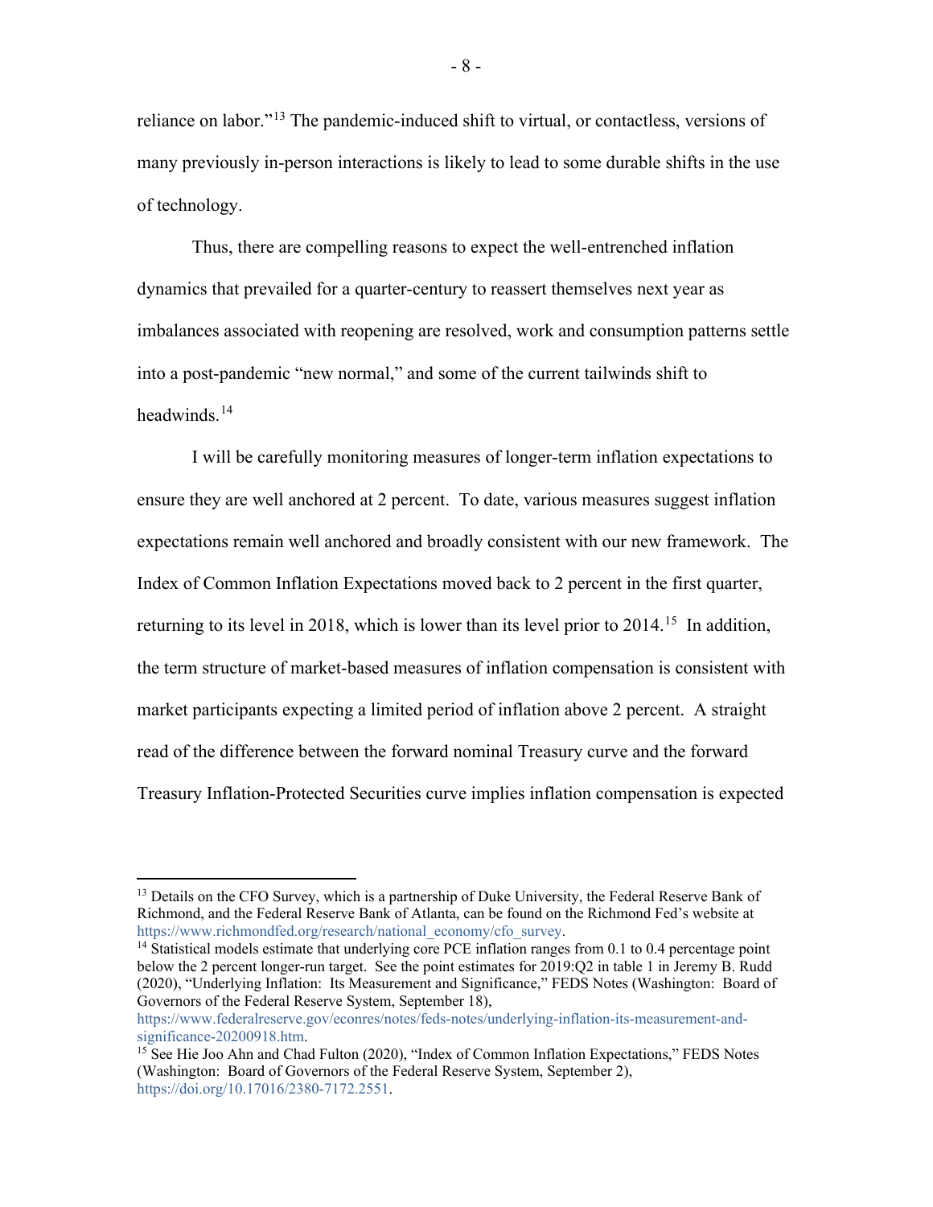reliance on labor."[13] The pandemic-induced shift to virtual, or contactless, versions of many previously in-person interactions is likely to lead to some durable shifts in the use of technology.

Thus, there are compelling reasons to expect the well-entrenched inflation dynamics that prevailed for a quarter-century to reassert themselves next year as imbalances associated with reopening are resolved, work and consumption patterns settle into a post-pandemic "new normal," and some of the current tailwinds shift to headwinds.[14]

I will be carefully monitoring measures of longer-term inflation expectations to ensure they are well anchored at 2 percent. To date, various measures suggest inflation expectations remain well anchored and broadly consistent with our new framework. The Index of Common Inflation Expectations moved back to 2 percent in the first quarter, returning to its level in 2018, which is lower than its level prior to 2014.[15] In addition, the term structure of market-based measures of inflation compensation is consistent with market participants expecting a limited period of inflation above 2 percent. A straight read of the difference between the forward nominal Treasury curve and the forward Treasury Inflation-Protected Securities curve implies inflation compensation is expected

---

[13] Details on the CFO Survey, which is a partnership of Duke University, the Federal Reserve Bank of Richmond, and the Federal Reserve Bank of Atlanta, can be found on the Richmond Fed's website at https://www.richmondfed.org/research/national_economy/cfo_survey.

[14] Statistical models estimate that underlying core PCE inflation ranges from 0.1 to 0.4 percentage point below the 2 percent longer-run target. See the point estimates for 2019:Q2 in table 1 in Jeremy B. Rudd (2020), "Underlying Inflation: Its Measurement and Significance," FEDS Notes (Washington: Board of Governors of the Federal Reserve System, September 18), https://www.federalreserve.gov/econres/notes/feds-notes/underlying-inflation-its-measurement-and-significance-20200918.htm.

[15] See Hie Joo Ahn and Chad Fulton (2020), "Index of Common Inflation Expectations," FEDS Notes (Washington: Board of Governors of the Federal Reserve System, September 2), https://doi.org/10.17016/2380-7172.2551.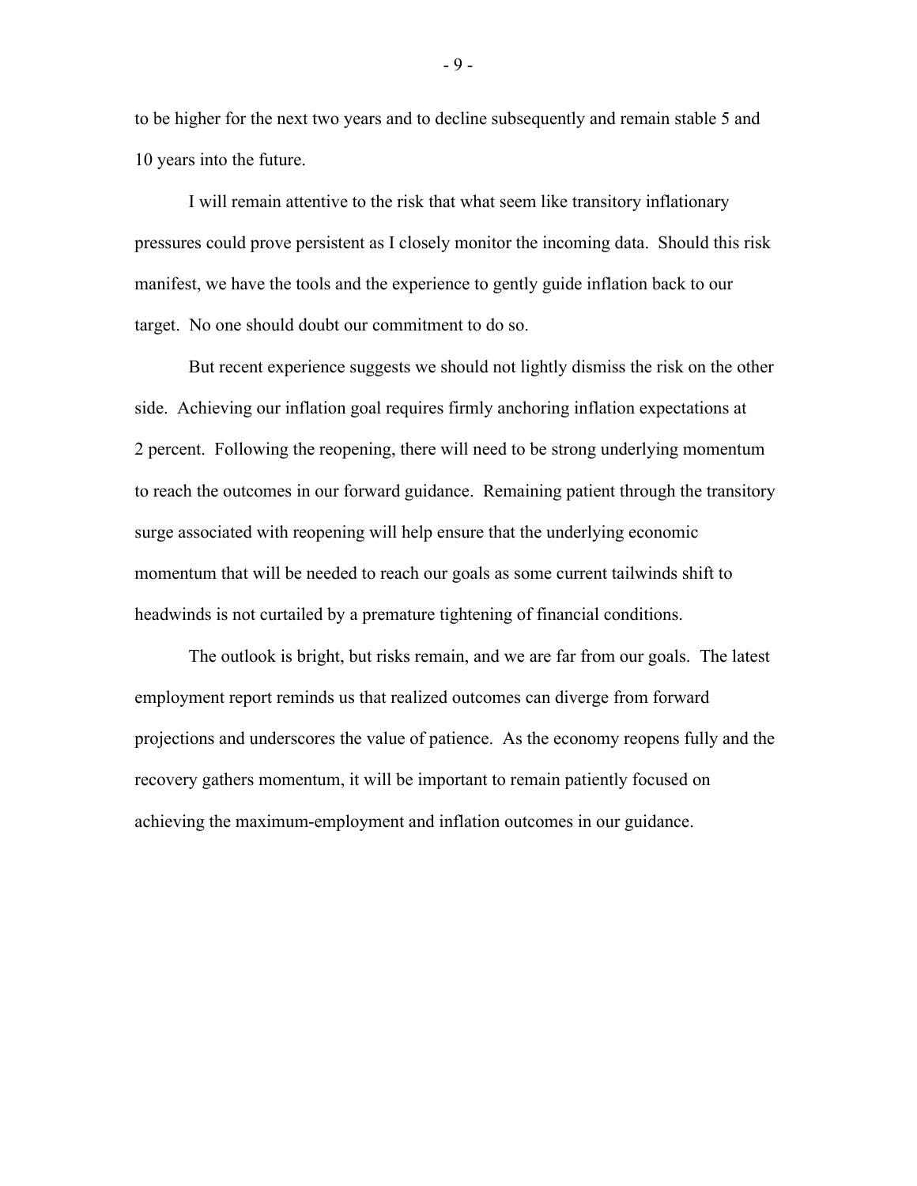to be higher for the next two years and to decline subsequently and remain stable 5 and 10 years into the future.

I will remain attentive to the risk that what seem like transitory inflationary pressures could prove persistent as I closely monitor the incoming data. Should this risk manifest, we have the tools and the experience to gently guide inflation back to our target. No one should doubt our commitment to do so.

But recent experience suggests we should not lightly dismiss the risk on the other side. Achieving our inflation goal requires firmly anchoring inflation expectations at 2 percent. Following the reopening, there will need to be strong underlying momentum to reach the outcomes in our forward guidance. Remaining patient through the transitory surge associated with reopening will help ensure that the underlying economic momentum that will be needed to reach our goals as some current tailwinds shift to headwinds is not curtailed by a premature tightening of financial conditions.

The outlook is bright, but risks remain, and we are far from our goals. The latest employment report reminds us that realized outcomes can diverge from forward projections and underscores the value of patience. As the economy reopens fully and the recovery gathers momentum, it will be important to remain patiently focused on achieving the maximum-employment and inflation outcomes in our guidance.